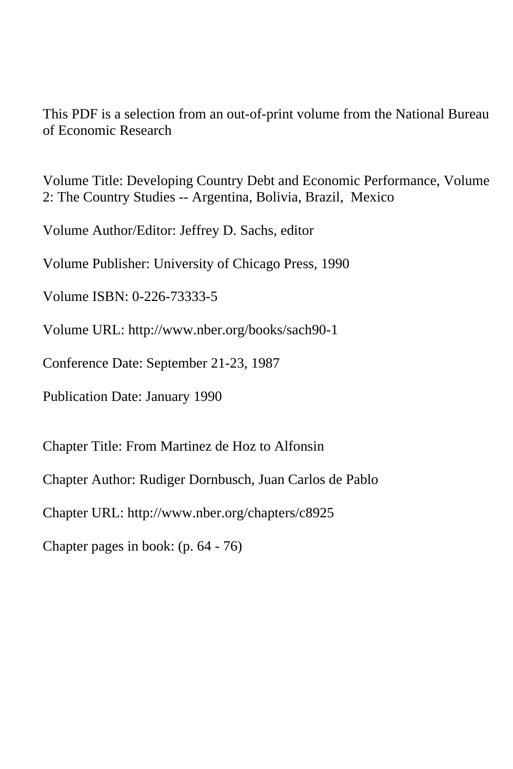This PDF is a selection from an out-of-print volume from the National Bureau of Economic Research

Volume Title: Developing Country Debt and Economic Performance, Volume 2: The Country Studies -- Argentina, Bolivia, Brazil, Mexico

Volume Author/Editor: Jeffrey D. Sachs, editor

Volume Publisher: University of Chicago Press, 1990

Volume ISBN: 0-226-73333-5

Volume URL: http://www.nber.org/books/sach90-1

Conference Date: September 21-23, 1987

Publication Date: January 1990

Chapter Title: From Martinez de Hoz to Alfonsin

Chapter Author: Rudiger Dornbusch, Juan Carlos de Pablo

Chapter URL: http://www.nber.org/chapters/c8925

Chapter pages in book: (p. 64 - 76)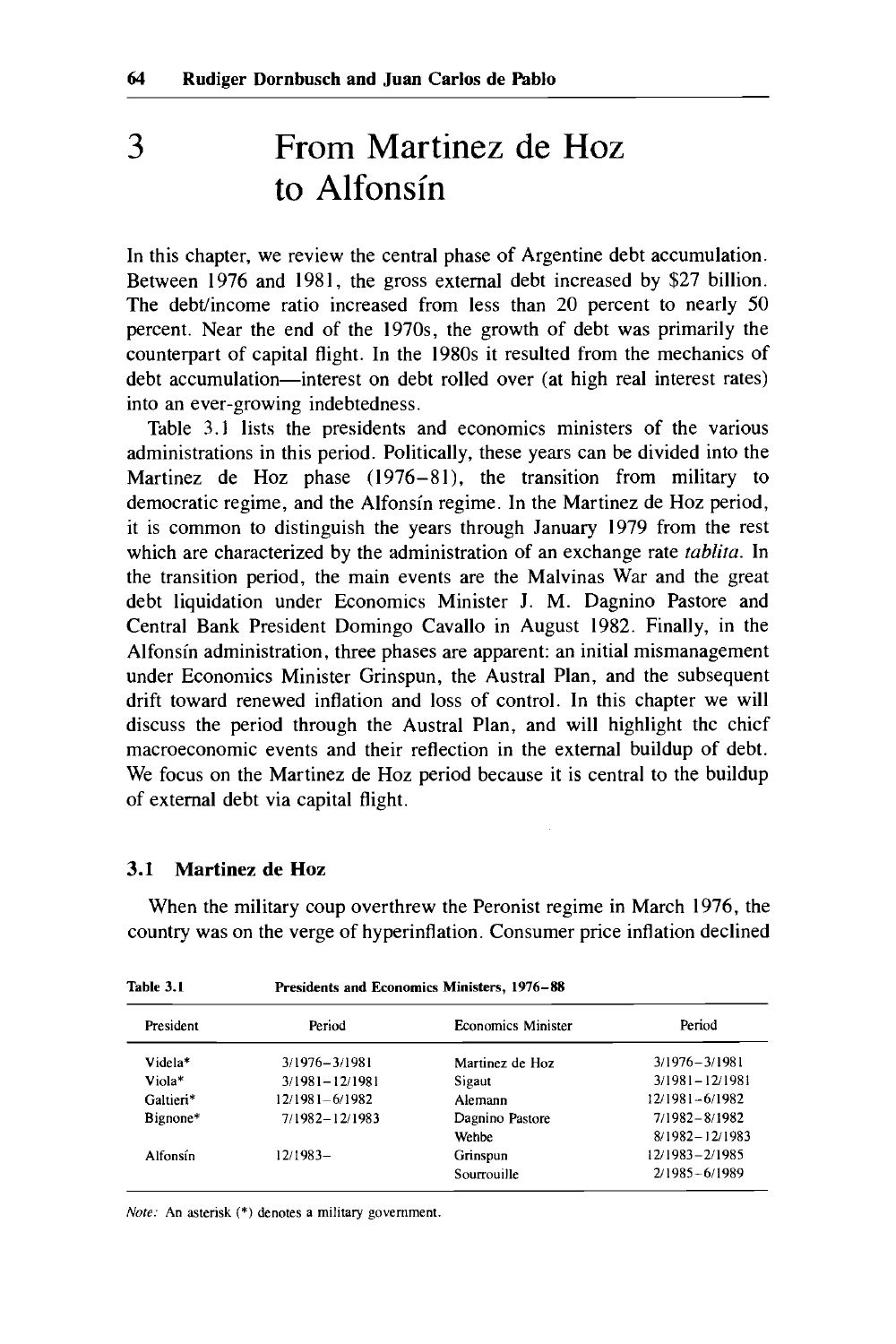# 3 From Martinez de Hoz to Alfonsín

In this chapter, we review the central phase of Argentine debt accumulation. Between 1976 and 1981, the gross external debt increased by $27 billion. The debt/income ratio increased from less than 20 percent to nearly 50 percent. Near the end of the 1970s, the growth of debt was primarily the counterpart of capital flight. In the 1980s it resulted from the mechanics of debt accumulation—interest on debt rolled over (at high real interest rates) into an ever-growing indebtedness.

Table 3.1 lists the presidents and economics ministers of the various administrations in this period. Politically, these years can be divided into the Martinez de Hoz phase (1976–81), the transition from military to democratic regime, and the Alfonsín regime. In the Martinez de Hoz period, it is common to distinguish the years through January 1979 from the rest which are characterized by the administration of an exchange rate *tablita*. In the transition period, the main events are the Malvinas War and the great debt liquidation under Economics Minister J. M. Dagnino Pastore and Central Bank President Domingo Cavallo in August 1982. Finally, in the Alfonsín administration, three phases are apparent: an initial mismanagement under Economics Minister Grinspun, the Austral Plan, and the subsequent drift toward renewed inflation and loss of control. In this chapter we will discuss the period through the Austral Plan, and will highlight the chief macroeconomic events and their reflection in the external buildup of debt. We focus on the Martinez de Hoz period because it is central to the buildup of external debt via capital flight.

## 3.1 Martinez de Hoz

When the military coup overthrew the Peronist regime in March 1976, the country was on the verge of hyperinflation. Consumer price inflation declined

**Table 3.1** Presidents and Economics Ministers, 1976–88

| President | Period | Economics Minister | Period |
|---|---|---|---|
| Videla* | 3/1976–3/1981 | Martinez de Hoz | 3/1976–3/1981 |
| Viola* | 3/1981–12/1981 | Sigaut | 3/1981–12/1981 |
| Galtieri* | 12/1981–6/1982 | Alemann | 12/1981–6/1982 |
| Bignone* | 7/1982–12/1983 | Dagnino Pastore | 7/1982–8/1982 |
| | | Wehbe | 8/1982–12/1983 |
| Alfonsín | 12/1983– | Grinspun | 12/1983–2/1985 |
| | | Sourrouille | 2/1985–6/1989 |

*Note:* An asterisk (*) denotes a military government.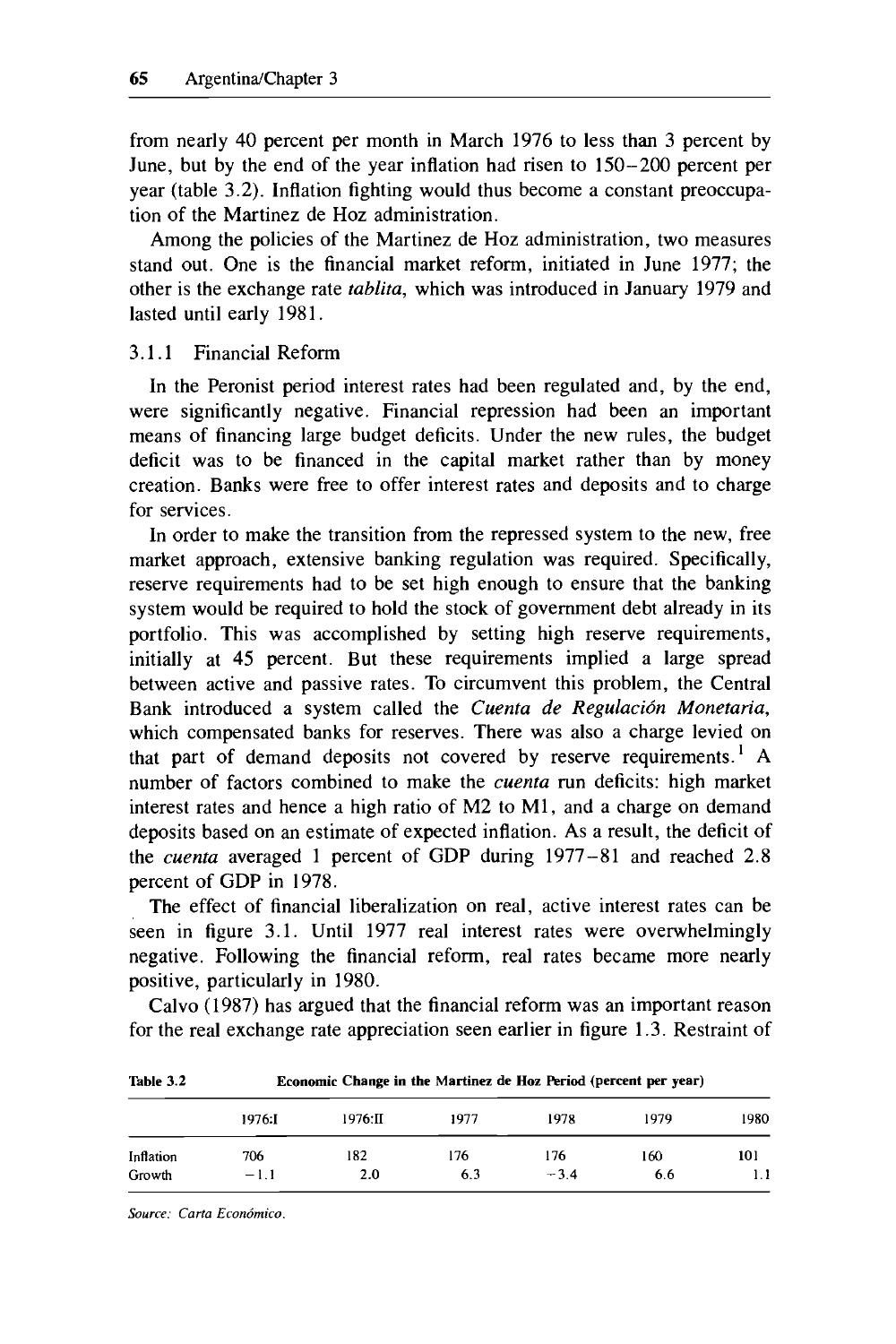from nearly 40 percent per month in March 1976 to less than 3 percent by June, but by the end of the year inflation had risen to 150–200 percent per year (table 3.2). Inflation fighting would thus become a constant preoccupation of the Martinez de Hoz administration.

Among the policies of the Martinez de Hoz administration, two measures stand out. One is the financial market reform, initiated in June 1977; the other is the exchange rate *tablita*, which was introduced in January 1979 and lasted until early 1981.

### 3.1.1 Financial Reform

In the Peronist period interest rates had been regulated and, by the end, were significantly negative. Financial repression had been an important means of financing large budget deficits. Under the new rules, the budget deficit was to be financed in the capital market rather than by money creation. Banks were free to offer interest rates and deposits and to charge for services.

In order to make the transition from the repressed system to the new, free market approach, extensive banking regulation was required. Specifically, reserve requirements had to be set high enough to ensure that the banking system would be required to hold the stock of government debt already in its portfolio. This was accomplished by setting high reserve requirements, initially at 45 percent. But these requirements implied a large spread between active and passive rates. To circumvent this problem, the Central Bank introduced a system called the *Cuenta de Regulación Monetaria*, which compensated banks for reserves. There was also a charge levied on that part of demand deposits not covered by reserve requirements.[1] A number of factors combined to make the *cuenta* run deficits: high market interest rates and hence a high ratio of M2 to M1, and a charge on demand deposits based on an estimate of expected inflation. As a result, the deficit of the *cuenta* averaged 1 percent of GDP during 1977–81 and reached 2.8 percent of GDP in 1978.

The effect of financial liberalization on real, active interest rates can be seen in figure 3.1. Until 1977 real interest rates were overwhelmingly negative. Following the financial reform, real rates became more nearly positive, particularly in 1980.

Calvo (1987) has argued that the financial reform was an important reason for the real exchange rate appreciation seen earlier in figure 1.3. Restraint of

**Table 3.2 Economic Change in the Martinez de Hoz Period (percent per year)**

| | 1976:I | 1976:II | 1977 | 1978 | 1979 | 1980 |
|---|---|---|---|---|---|---|
| Inflation | 706 | 182 | 176 | 176 | 160 | 101 |
| Growth | −1.1 | 2.0 | 6.3 | −3.4 | 6.6 | 1.1 |

*Source: Carta Económico.*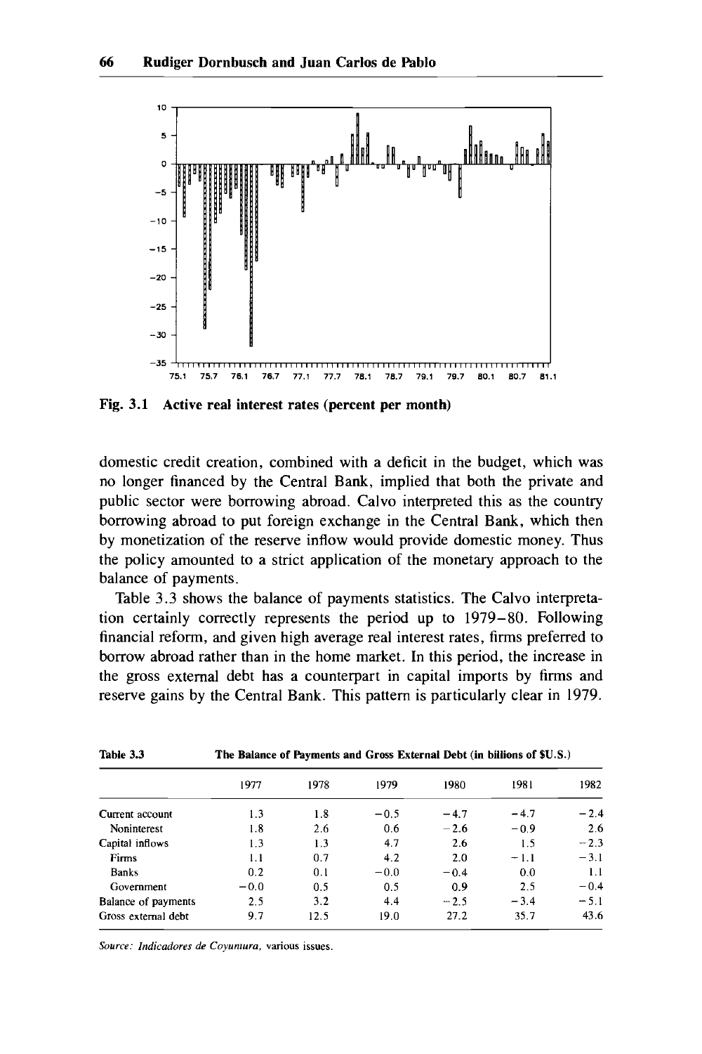Fig. 3.1 Active real interest rates (percent per month)

domestic credit creation, combined with a deficit in the budget, which was no longer financed by the Central Bank, implied that both the private and public sector were borrowing abroad. Calvo interpreted this as the country borrowing abroad to put foreign exchange in the Central Bank, which then by monetization of the reserve inflow would provide domestic money. Thus the policy amounted to a strict application of the monetary approach to the balance of payments.

Table 3.3 shows the balance of payments statistics. The Calvo interpretation certainly correctly represents the period up to 1979–80. Following financial reform, and given high average real interest rates, firms preferred to borrow abroad rather than in the home market. In this period, the increase in the gross external debt has a counterpart in capital imports by firms and reserve gains by the Central Bank. This pattern is particularly clear in 1979.

**Table 3.3 The Balance of Payments and Gross External Debt (in billions of $U.S.)**

| | 1977 | 1978 | 1979 | 1980 | 1981 | 1982 |
|---|---|---|---|---|---|---|
| Current account | 1.3 | 1.8 | −0.5 | −4.7 | −4.7 | −2.4 |
| Noninterest | 1.8 | 2.6 | 0.6 | −2.6 | −0.9 | 2.6 |
| Capital inflows | 1.3 | 1.3 | 4.7 | 2.6 | 1.5 | −2.3 |
| Firms | 1.1 | 0.7 | 4.2 | 2.0 | −1.1 | −3.1 |
| Banks | 0.2 | 0.1 | −0.0 | −0.4 | 0.0 | 1.1 |
| Government | −0.0 | 0.5 | 0.5 | 0.9 | 2.5 | −0.4 |
| Balance of payments | 2.5 | 3.2 | 4.4 | −2.5 | −3.4 | −5.1 |
| Gross external debt | 9.7 | 12.5 | 19.0 | 27.2 | 35.7 | 43.6 |

*Source: Indicadores de Coyuntura*, various issues.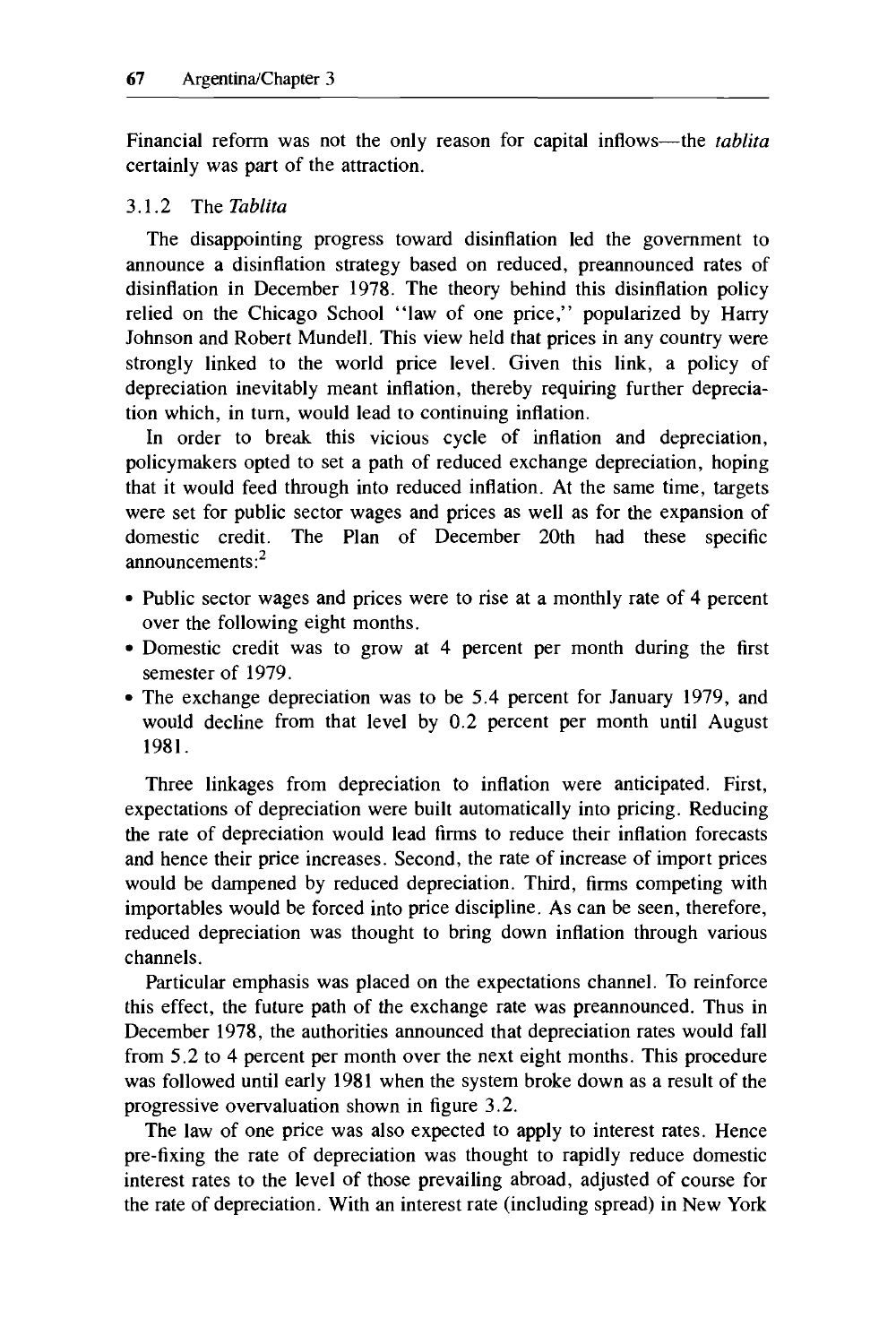Financial reform was not the only reason for capital inflows—the *tablita* certainly was part of the attraction.

### 3.1.2 The *Tablita*

The disappointing progress toward disinflation led the government to announce a disinflation strategy based on reduced, preannounced rates of disinflation in December 1978. The theory behind this disinflation policy relied on the Chicago School "law of one price," popularized by Harry Johnson and Robert Mundell. This view held that prices in any country were strongly linked to the world price level. Given this link, a policy of depreciation inevitably meant inflation, thereby requiring further depreciation which, in turn, would lead to continuing inflation.

In order to break this vicious cycle of inflation and depreciation, policymakers opted to set a path of reduced exchange depreciation, hoping that it would feed through into reduced inflation. At the same time, targets were set for public sector wages and prices as well as for the expansion of domestic credit. The Plan of December 20th had these specific announcements:[2]

- Public sector wages and prices were to rise at a monthly rate of 4 percent over the following eight months.
- Domestic credit was to grow at 4 percent per month during the first semester of 1979.
- The exchange depreciation was to be 5.4 percent for January 1979, and would decline from that level by 0.2 percent per month until August 1981.

Three linkages from depreciation to inflation were anticipated. First, expectations of depreciation were built automatically into pricing. Reducing the rate of depreciation would lead firms to reduce their inflation forecasts and hence their price increases. Second, the rate of increase of import prices would be dampened by reduced depreciation. Third, firms competing with importables would be forced into price discipline. As can be seen, therefore, reduced depreciation was thought to bring down inflation through various channels.

Particular emphasis was placed on the expectations channel. To reinforce this effect, the future path of the exchange rate was preannounced. Thus in December 1978, the authorities announced that depreciation rates would fall from 5.2 to 4 percent per month over the next eight months. This procedure was followed until early 1981 when the system broke down as a result of the progressive overvaluation shown in figure 3.2.

The law of one price was also expected to apply to interest rates. Hence pre-fixing the rate of depreciation was thought to rapidly reduce domestic interest rates to the level of those prevailing abroad, adjusted of course for the rate of depreciation. With an interest rate (including spread) in New York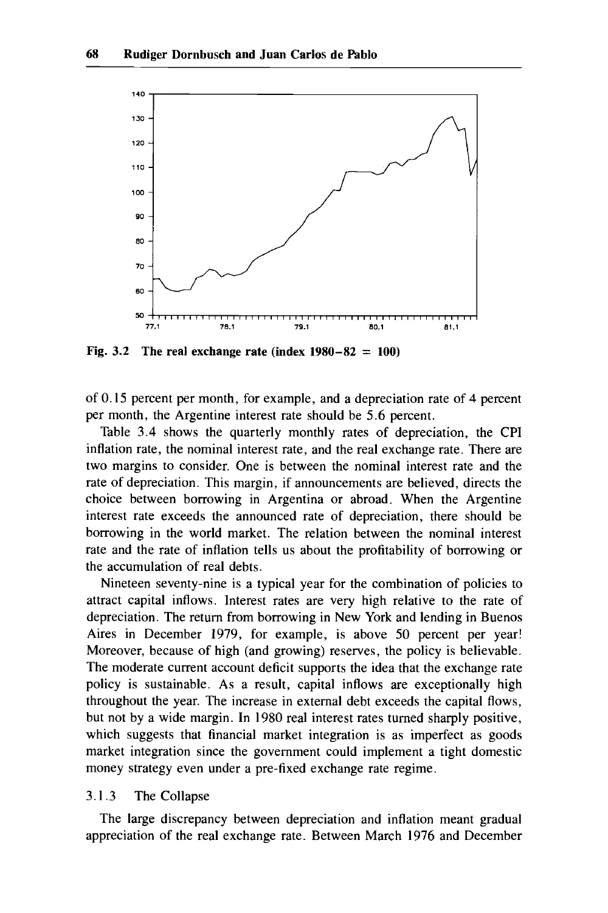Fig. 3.2 The real exchange rate (index 1980–82 = 100)

of 0.15 percent per month, for example, and a depreciation rate of 4 percent per month, the Argentine interest rate should be 5.6 percent.

Table 3.4 shows the quarterly monthly rates of depreciation, the CPI inflation rate, the nominal interest rate, and the real exchange rate. There are two margins to consider. One is between the nominal interest rate and the rate of depreciation. This margin, if announcements are believed, directs the choice between borrowing in Argentina or abroad. When the Argentine interest rate exceeds the announced rate of depreciation, there should be borrowing in the world market. The relation between the nominal interest rate and the rate of inflation tells us about the profitability of borrowing or the accumulation of real debts.

Nineteen seventy-nine is a typical year for the combination of policies to attract capital inflows. Interest rates are very high relative to the rate of depreciation. The return from borrowing in New York and lending in Buenos Aires in December 1979, for example, is above 50 percent per year! Moreover, because of high (and growing) reserves, the policy is believable. The moderate current account deficit supports the idea that the exchange rate policy is sustainable. As a result, capital inflows are exceptionally high throughout the year. The increase in external debt exceeds the capital flows, but not by a wide margin. In 1980 real interest rates turned sharply positive, which suggests that financial market integration is as imperfect as goods market integration since the government could implement a tight domestic money strategy even under a pre-fixed exchange rate regime.

### 3.1.3 The Collapse

The large discrepancy between depreciation and inflation meant gradual appreciation of the real exchange rate. Between March 1976 and December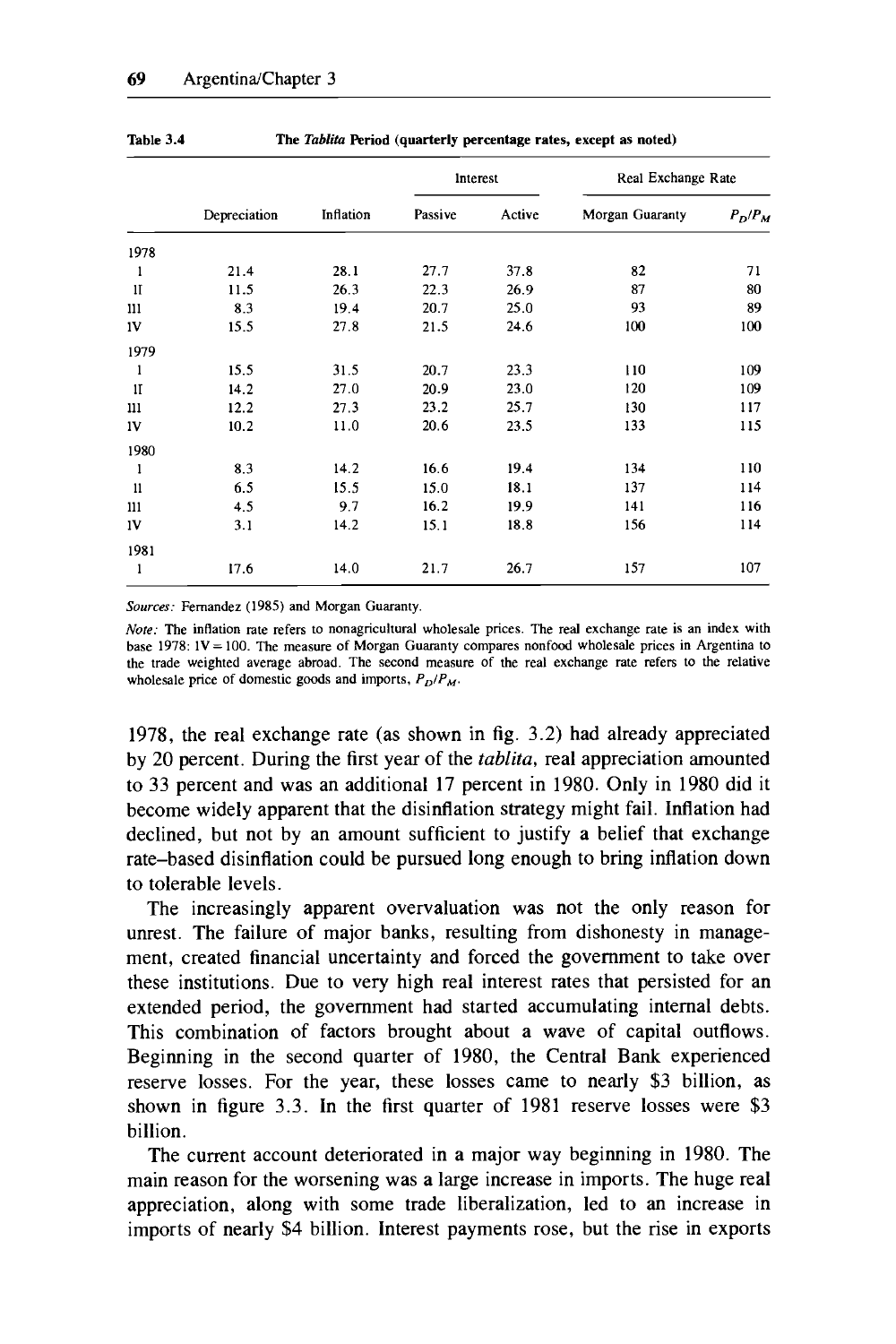**Table 3.4** The *Tablita* Period (quarterly percentage rates, except as noted)

| | Depreciation | Inflation | Interest | | Real Exchange Rate | |
|---|---|---|---|---|---|---|
| | | | Passive | Active | Morgan Guaranty | $P_D/P_M$ |
| 1978 | | | | | | |
| I | 21.4 | 28.1 | 27.7 | 37.8 | 82 | 71 |
| II | 11.5 | 26.3 | 22.3 | 26.9 | 87 | 80 |
| III | 8.3 | 19.4 | 20.7 | 25.0 | 93 | 89 |
| IV | 15.5 | 27.8 | 21.5 | 24.6 | 100 | 100 |
| 1979 | | | | | | |
| I | 15.5 | 31.5 | 20.7 | 23.3 | 110 | 109 |
| II | 14.2 | 27.0 | 20.9 | 23.0 | 120 | 109 |
| III | 12.2 | 27.3 | 23.2 | 25.7 | 130 | 117 |
| IV | 10.2 | 11.0 | 20.6 | 23.5 | 133 | 115 |
| 1980 | | | | | | |
| I | 8.3 | 14.2 | 16.6 | 19.4 | 134 | 110 |
| II | 6.5 | 15.5 | 15.0 | 18.1 | 137 | 114 |
| III | 4.5 | 9.7 | 16.2 | 19.9 | 141 | 116 |
| IV | 3.1 | 14.2 | 15.1 | 18.8 | 156 | 114 |
| 1981 | | | | | | |
| I | 17.6 | 14.0 | 21.7 | 26.7 | 157 | 107 |

*Sources:* Fernandez (1985) and Morgan Guaranty.

*Note:* The inflation rate refers to nonagricultural wholesale prices. The real exchange rate is an index with base 1978: IV = 100. The measure of Morgan Guaranty compares nonfood wholesale prices in Argentina to the trade weighted average abroad. The second measure of the real exchange rate refers to the relative wholesale price of domestic goods and imports, $P_D/P_M$.

1978, the real exchange rate (as shown in fig. 3.2) had already appreciated by 20 percent. During the first year of the *tablita,* real appreciation amounted to 33 percent and was an additional 17 percent in 1980. Only in 1980 did it become widely apparent that the disinflation strategy might fail. Inflation had declined, but not by an amount sufficient to justify a belief that exchange rate–based disinflation could be pursued long enough to bring inflation down to tolerable levels.

The increasingly apparent overvaluation was not the only reason for unrest. The failure of major banks, resulting from dishonesty in management, created financial uncertainty and forced the government to take over these institutions. Due to very high real interest rates that persisted for an extended period, the government had started accumulating internal debts. This combination of factors brought about a wave of capital outflows. Beginning in the second quarter of 1980, the Central Bank experienced reserve losses. For the year, these losses came to nearly $3 billion, as shown in figure 3.3. In the first quarter of 1981 reserve losses were $3 billion.

The current account deteriorated in a major way beginning in 1980. The main reason for the worsening was a large increase in imports. The huge real appreciation, along with some trade liberalization, led to an increase in imports of nearly $4 billion. Interest payments rose, but the rise in exports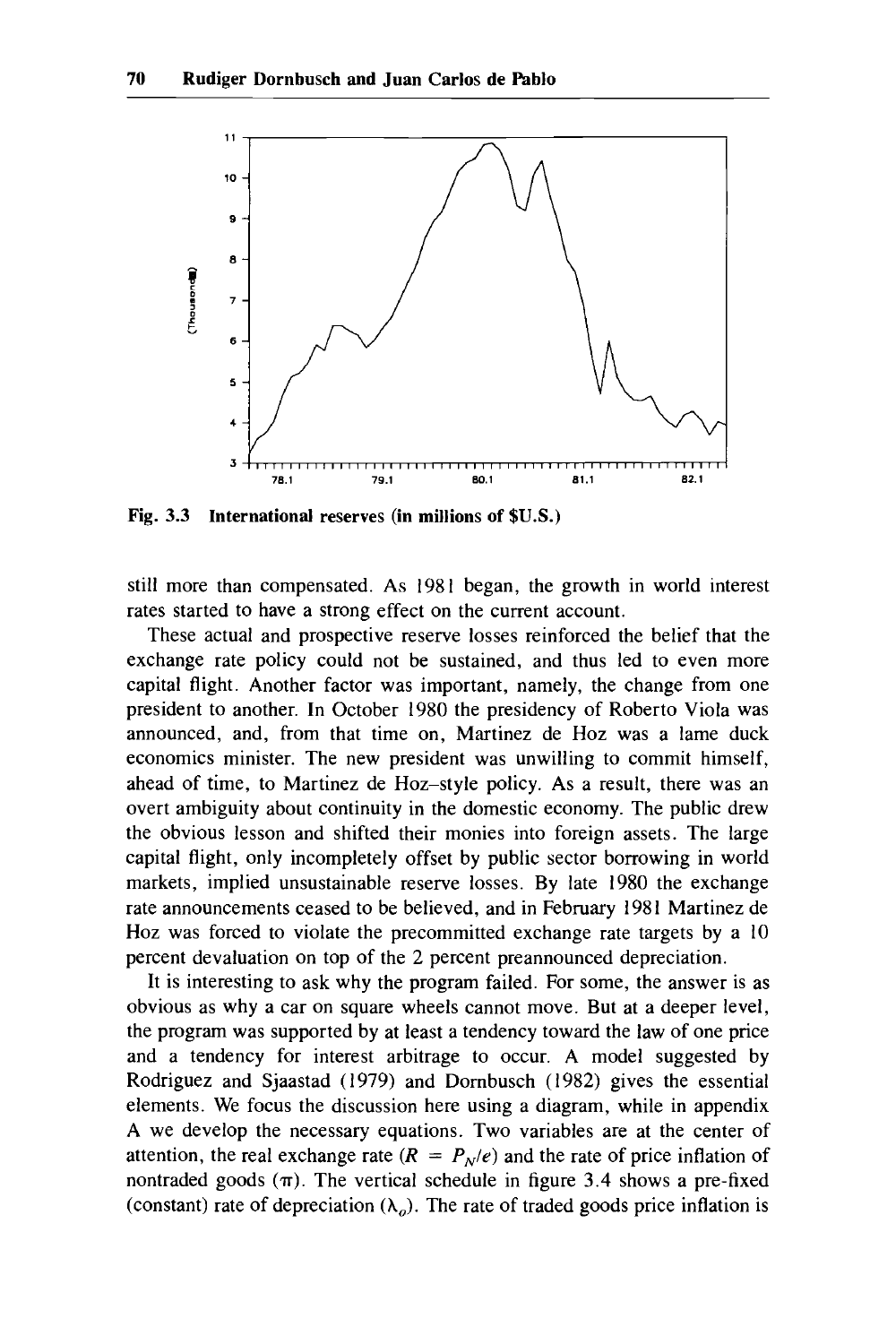Fig. 3.3 International reserves (in millions of $U.S.)

still more than compensated. As 1981 began, the growth in world interest rates started to have a strong effect on the current account.

These actual and prospective reserve losses reinforced the belief that the exchange rate policy could not be sustained, and thus led to even more capital flight. Another factor was important, namely, the change from one president to another. In October 1980 the presidency of Roberto Viola was announced, and, from that time on, Martinez de Hoz was a lame duck economics minister. The new president was unwilling to commit himself, ahead of time, to Martinez de Hoz–style policy. As a result, there was an overt ambiguity about continuity in the domestic economy. The public drew the obvious lesson and shifted their monies into foreign assets. The large capital flight, only incompletely offset by public sector borrowing in world markets, implied unsustainable reserve losses. By late 1980 the exchange rate announcements ceased to be believed, and in February 1981 Martinez de Hoz was forced to violate the precommitted exchange rate targets by a 10 percent devaluation on top of the 2 percent preannounced depreciation.

It is interesting to ask why the program failed. For some, the answer is as obvious as why a car on square wheels cannot move. But at a deeper level, the program was supported by at least a tendency toward the law of one price and a tendency for interest arbitrage to occur. A model suggested by Rodriguez and Sjaastad (1979) and Dornbusch (1982) gives the essential elements. We focus the discussion here using a diagram, while in appendix A we develop the necessary equations. Two variables are at the center of attention, the real exchange rate ($R = P_N/e$) and the rate of price inflation of nontraded goods ($\pi$). The vertical schedule in figure 3.4 shows a pre-fixed (constant) rate of depreciation ($\lambda_o$). The rate of traded goods price inflation is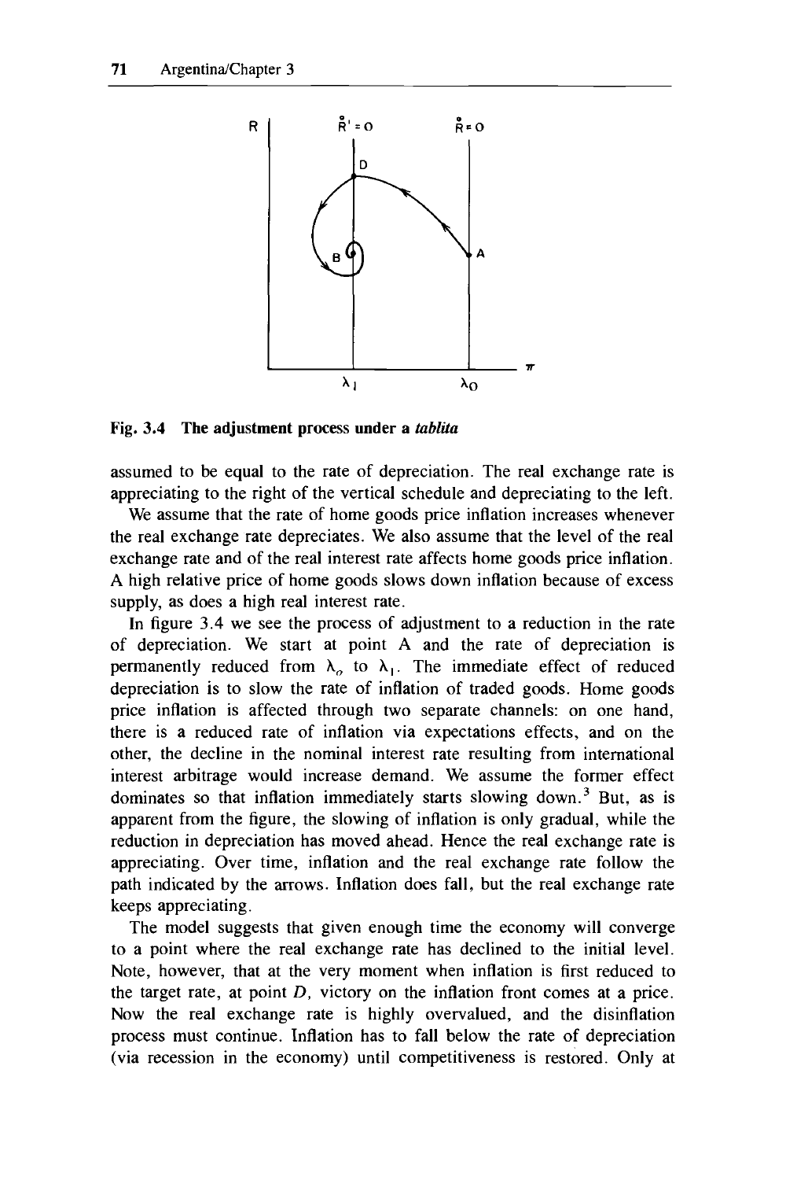Fig. 3.4 **The adjustment process under a *tablita***

assumed to be equal to the rate of depreciation. The real exchange rate is appreciating to the right of the vertical schedule and depreciating to the left.

We assume that the rate of home goods price inflation increases whenever the real exchange rate depreciates. We also assume that the level of the real exchange rate and of the real interest rate affects home goods price inflation. A high relative price of home goods slows down inflation because of excess supply, as does a high real interest rate.

In figure 3.4 we see the process of adjustment to a reduction in the rate of depreciation. We start at point A and the rate of depreciation is permanently reduced from $\lambda_o$ to $\lambda_1$. The immediate effect of reduced depreciation is to slow the rate of inflation of traded goods. Home goods price inflation is affected through two separate channels: on one hand, there is a reduced rate of inflation via expectations effects, and on the other, the decline in the nominal interest rate resulting from international interest arbitrage would increase demand. We assume the former effect dominates so that inflation immediately starts slowing down.[3] But, as is apparent from the figure, the slowing of inflation is only gradual, while the reduction in depreciation has moved ahead. Hence the real exchange rate is appreciating. Over time, inflation and the real exchange rate follow the path indicated by the arrows. Inflation does fall, but the real exchange rate keeps appreciating.

The model suggests that given enough time the economy will converge to a point where the real exchange rate has declined to the initial level. Note, however, that at the very moment when inflation is first reduced to the target rate, at point *D*, victory on the inflation front comes at a price. Now the real exchange rate is highly overvalued, and the disinflation process must continue. Inflation has to fall below the rate of depreciation (via recession in the economy) until competitiveness is restored. Only at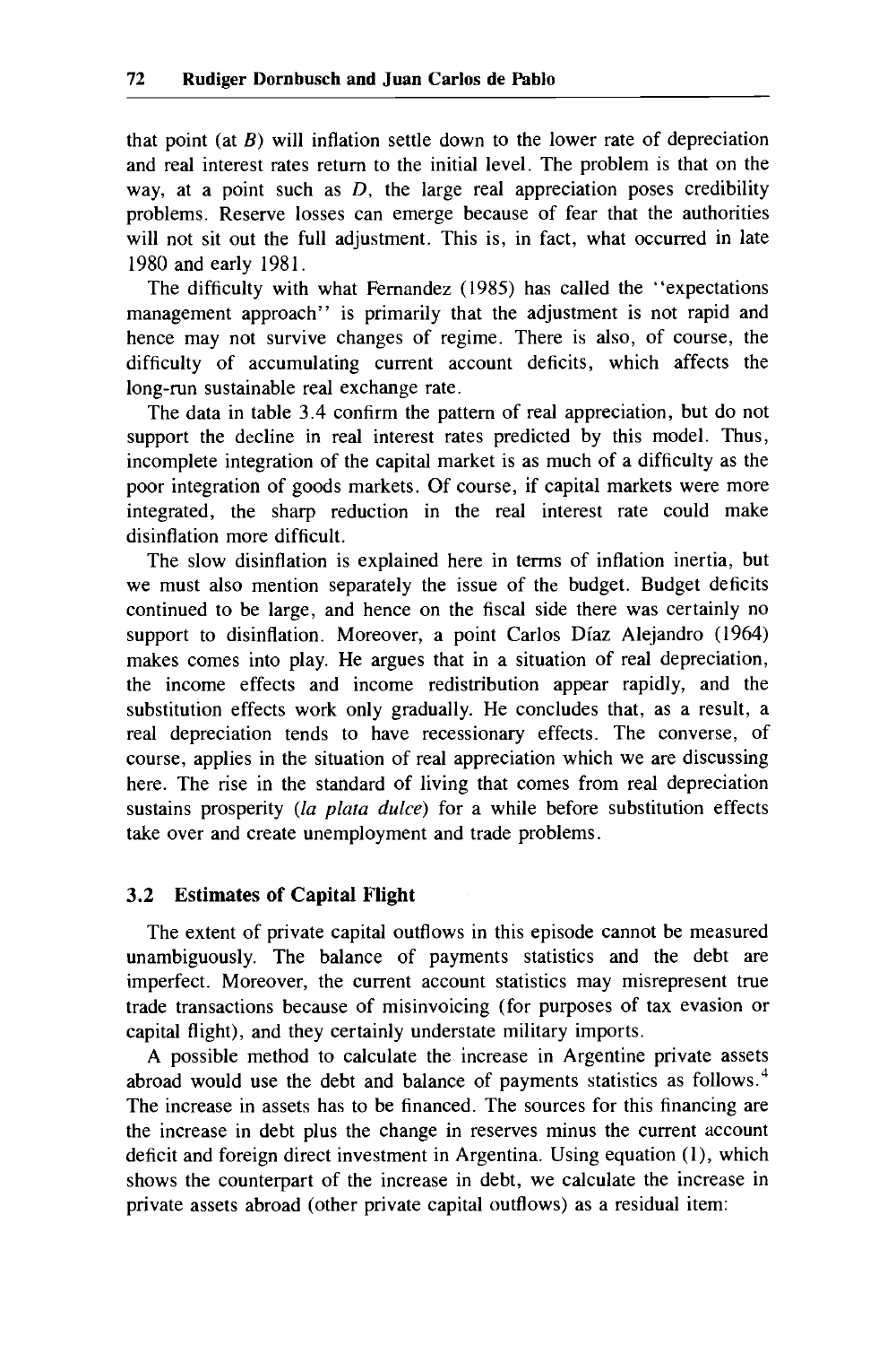that point (at $B$) will inflation settle down to the lower rate of depreciation and real interest rates return to the initial level. The problem is that on the way, at a point such as $D$, the large real appreciation poses credibility problems. Reserve losses can emerge because of fear that the authorities will not sit out the full adjustment. This is, in fact, what occurred in late 1980 and early 1981.

The difficulty with what Fernandez (1985) has called the "expectations management approach" is primarily that the adjustment is not rapid and hence may not survive changes of regime. There is also, of course, the difficulty of accumulating current account deficits, which affects the long-run sustainable real exchange rate.

The data in table 3.4 confirm the pattern of real appreciation, but do not support the decline in real interest rates predicted by this model. Thus, incomplete integration of the capital market is as much of a difficulty as the poor integration of goods markets. Of course, if capital markets were more integrated, the sharp reduction in the real interest rate could make disinflation more difficult.

The slow disinflation is explained here in terms of inflation inertia, but we must also mention separately the issue of the budget. Budget deficits continued to be large, and hence on the fiscal side there was certainly no support to disinflation. Moreover, a point Carlos Díaz Alejandro (1964) makes comes into play. He argues that in a situation of real depreciation, the income effects and income redistribution appear rapidly, and the substitution effects work only gradually. He concludes that, as a result, a real depreciation tends to have recessionary effects. The converse, of course, applies in the situation of real appreciation which we are discussing here. The rise in the standard of living that comes from real depreciation sustains prosperity (*la plata dulce*) for a while before substitution effects take over and create unemployment and trade problems.

## 3.2 Estimates of Capital Flight

The extent of private capital outflows in this episode cannot be measured unambiguously. The balance of payments statistics and the debt are imperfect. Moreover, the current account statistics may misrepresent true trade transactions because of misinvoicing (for purposes of tax evasion or capital flight), and they certainly understate military imports.

A possible method to calculate the increase in Argentine private assets abroad would use the debt and balance of payments statistics as follows.[4] The increase in assets has to be financed. The sources for this financing are the increase in debt plus the change in reserves minus the current account deficit and foreign direct investment in Argentina. Using equation (1), which shows the counterpart of the increase in debt, we calculate the increase in private assets abroad (other private capital outflows) as a residual item: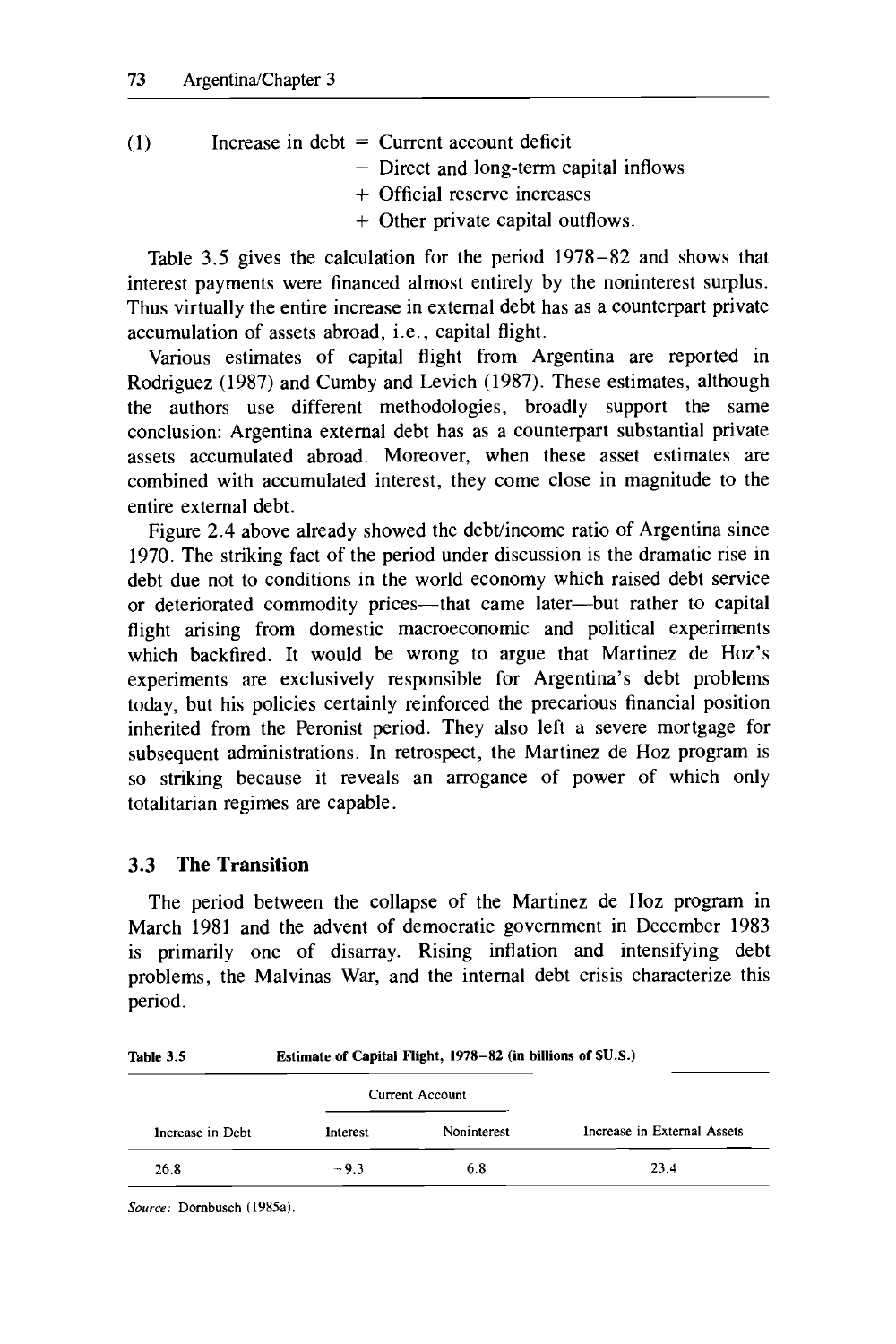(1) Increase in debt = Current account deficit
− Direct and long-term capital inflows
+ Official reserve increases
+ Other private capital outflows.

Table 3.5 gives the calculation for the period 1978–82 and shows that interest payments were financed almost entirely by the noninterest surplus. Thus virtually the entire increase in external debt has as a counterpart private accumulation of assets abroad, i.e., capital flight.

Various estimates of capital flight from Argentina are reported in Rodriguez (1987) and Cumby and Levich (1987). These estimates, although the authors use different methodologies, broadly support the same conclusion: Argentina external debt has as a counterpart substantial private assets accumulated abroad. Moreover, when these asset estimates are combined with accumulated interest, they come close in magnitude to the entire external debt.

Figure 2.4 above already showed the debt/income ratio of Argentina since 1970. The striking fact of the period under discussion is the dramatic rise in debt due not to conditions in the world economy which raised debt service or deteriorated commodity prices—that came later—but rather to capital flight arising from domestic macroeconomic and political experiments which backfired. It would be wrong to argue that Martinez de Hoz's experiments are exclusively responsible for Argentina's debt problems today, but his policies certainly reinforced the precarious financial position inherited from the Peronist period. They also left a severe mortgage for subsequent administrations. In retrospect, the Martinez de Hoz program is so striking because it reveals an arrogance of power of which only totalitarian regimes are capable.

## 3.3 The Transition

The period between the collapse of the Martinez de Hoz program in March 1981 and the advent of democratic government in December 1983 is primarily one of disarray. Rising inflation and intensifying debt problems, the Malvinas War, and the internal debt crisis characterize this period.

**Table 3.5** Estimate of Capital Flight, 1978–82 (in billions of $U.S.)

| Increase in Debt | Current Account | | Increase in External Assets |
|---|---|---|---|
| | Interest | Noninterest | |
| 26.8 | −9.3 | 6.8 | 23.4 |

*Source:* Dornbusch (1985a).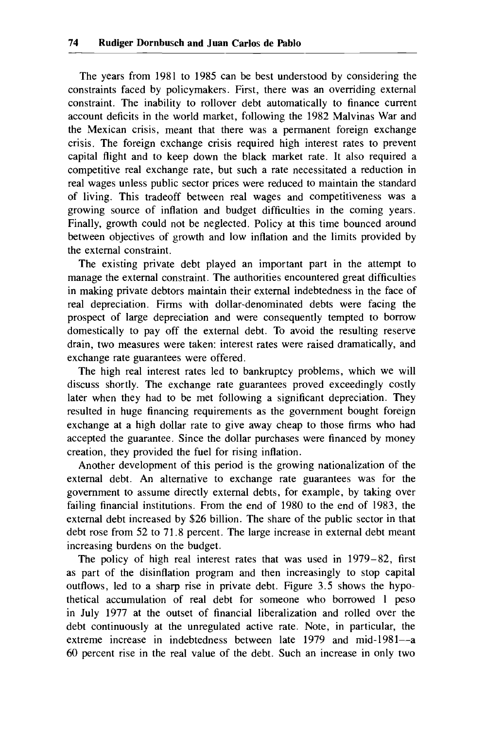The years from 1981 to 1985 can be best understood by considering the constraints faced by policymakers. First, there was an overriding external constraint. The inability to rollover debt automatically to finance current account deficits in the world market, following the 1982 Malvinas War and the Mexican crisis, meant that there was a permanent foreign exchange crisis. The foreign exchange crisis required high interest rates to prevent capital flight and to keep down the black market rate. It also required a competitive real exchange rate, but such a rate necessitated a reduction in real wages unless public sector prices were reduced to maintain the standard of living. This tradeoff between real wages and competitiveness was a growing source of inflation and budget difficulties in the coming years. Finally, growth could not be neglected. Policy at this time bounced around between objectives of growth and low inflation and the limits provided by the external constraint.

The existing private debt played an important part in the attempt to manage the external constraint. The authorities encountered great difficulties in making private debtors maintain their external indebtedness in the face of real depreciation. Firms with dollar-denominated debts were facing the prospect of large depreciation and were consequently tempted to borrow domestically to pay off the external debt. To avoid the resulting reserve drain, two measures were taken: interest rates were raised dramatically, and exchange rate guarantees were offered.

The high real interest rates led to bankruptcy problems, which we will discuss shortly. The exchange rate guarantees proved exceedingly costly later when they had to be met following a significant depreciation. They resulted in huge financing requirements as the government bought foreign exchange at a high dollar rate to give away cheap to those firms who had accepted the guarantee. Since the dollar purchases were financed by money creation, they provided the fuel for rising inflation.

Another development of this period is the growing nationalization of the external debt. An alternative to exchange rate guarantees was for the government to assume directly external debts, for example, by taking over failing financial institutions. From the end of 1980 to the end of 1983, the external debt increased by $26 billion. The share of the public sector in that debt rose from 52 to 71.8 percent. The large increase in external debt meant increasing burdens on the budget.

The policy of high real interest rates that was used in 1979–82, first as part of the disinflation program and then increasingly to stop capital outflows, led to a sharp rise in private debt. Figure 3.5 shows the hypothetical accumulation of real debt for someone who borrowed 1 peso in July 1977 at the outset of financial liberalization and rolled over the debt continuously at the unregulated active rate. Note, in particular, the extreme increase in indebtedness between late 1979 and mid-1981—a 60 percent rise in the real value of the debt. Such an increase in only two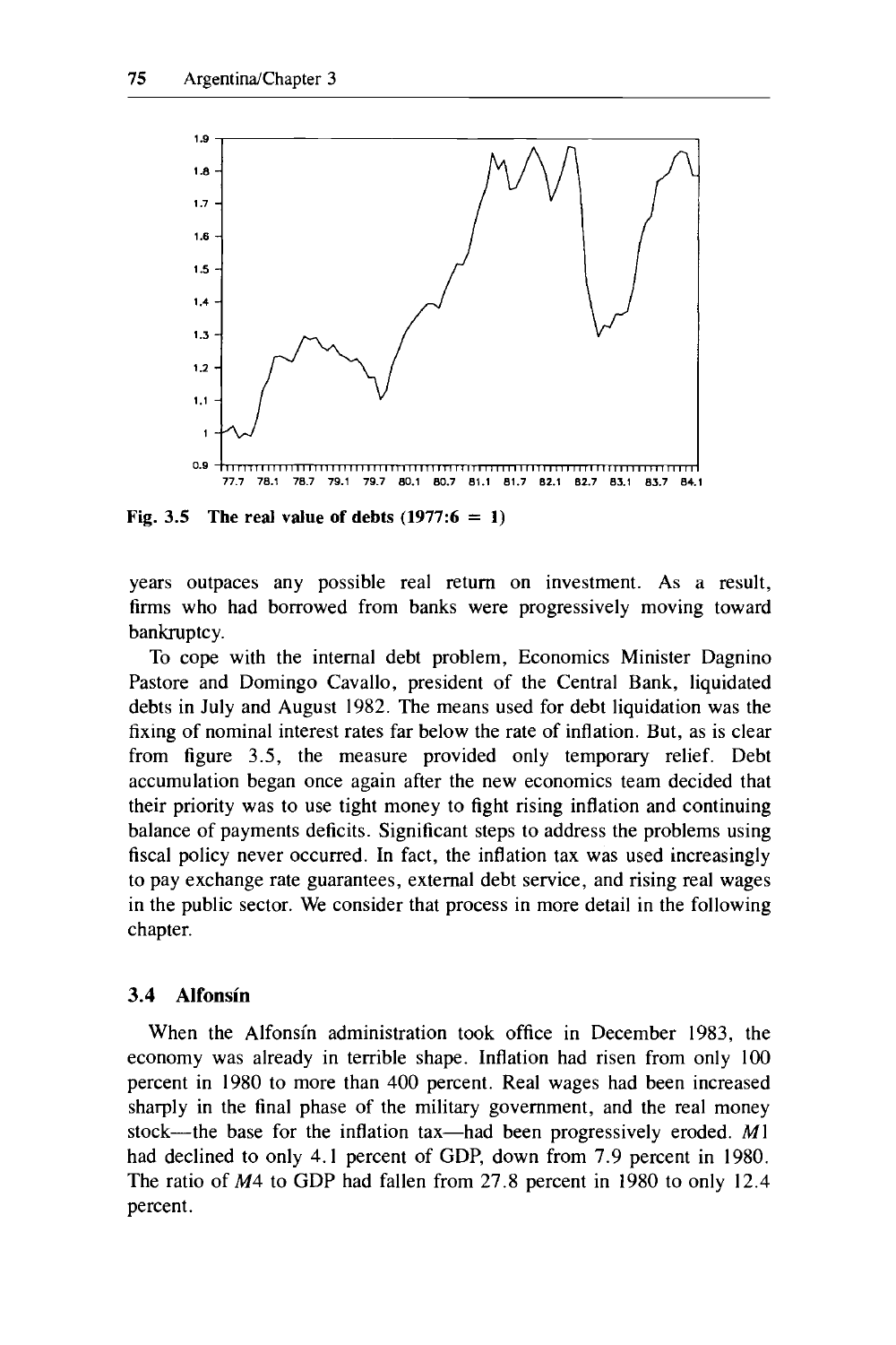Fig. 3.5 The real value of debts (1977:6 = 1)

years outpaces any possible real return on investment. As a result, firms who had borrowed from banks were progressively moving toward bankruptcy.

To cope with the internal debt problem, Economics Minister Dagnino Pastore and Domingo Cavallo, president of the Central Bank, liquidated debts in July and August 1982. The means used for debt liquidation was the fixing of nominal interest rates far below the rate of inflation. But, as is clear from figure 3.5, the measure provided only temporary relief. Debt accumulation began once again after the new economics team decided that their priority was to use tight money to fight rising inflation and continuing balance of payments deficits. Significant steps to address the problems using fiscal policy never occurred. In fact, the inflation tax was used increasingly to pay exchange rate guarantees, external debt service, and rising real wages in the public sector. We consider that process in more detail in the following chapter.

### 3.4 Alfonsín

When the Alfonsín administration took office in December 1983, the economy was already in terrible shape. Inflation had risen from only 100 percent in 1980 to more than 400 percent. Real wages had been increased sharply in the final phase of the military government, and the real money stock—the base for the inflation tax—had been progressively eroded. *M*1 had declined to only 4.1 percent of GDP, down from 7.9 percent in 1980. The ratio of *M*4 to GDP had fallen from 27.8 percent in 1980 to only 12.4 percent.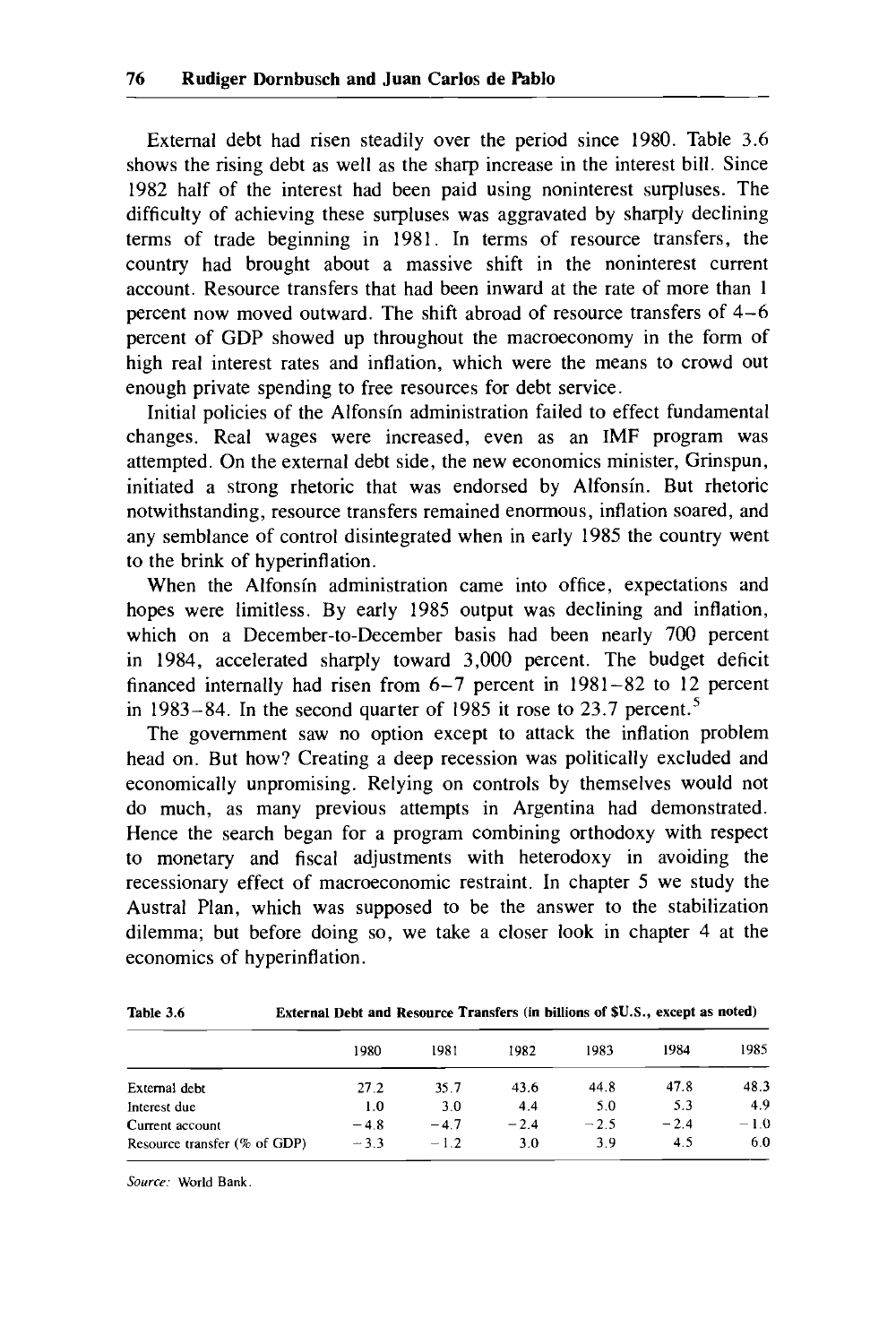External debt had risen steadily over the period since 1980. Table 3.6 shows the rising debt as well as the sharp increase in the interest bill. Since 1982 half of the interest had been paid using noninterest surpluses. The difficulty of achieving these surpluses was aggravated by sharply declining terms of trade beginning in 1981. In terms of resource transfers, the country had brought about a massive shift in the noninterest current account. Resource transfers that had been inward at the rate of more than 1 percent now moved outward. The shift abroad of resource transfers of 4–6 percent of GDP showed up throughout the macroeconomy in the form of high real interest rates and inflation, which were the means to crowd out enough private spending to free resources for debt service.

Initial policies of the Alfonsín administration failed to effect fundamental changes. Real wages were increased, even as an IMF program was attempted. On the external debt side, the new economics minister, Grinspun, initiated a strong rhetoric that was endorsed by Alfonsín. But rhetoric notwithstanding, resource transfers remained enormous, inflation soared, and any semblance of control disintegrated when in early 1985 the country went to the brink of hyperinflation.

When the Alfonsín administration came into office, expectations and hopes were limitless. By early 1985 output was declining and inflation, which on a December-to-December basis had been nearly 700 percent in 1984, accelerated sharply toward 3,000 percent. The budget deficit financed internally had risen from 6–7 percent in 1981–82 to 12 percent in 1983–84. In the second quarter of 1985 it rose to 23.7 percent.[5]

The government saw no option except to attack the inflation problem head on. But how? Creating a deep recession was politically excluded and economically unpromising. Relying on controls by themselves would not do much, as many previous attempts in Argentina had demonstrated. Hence the search began for a program combining orthodoxy with respect to monetary and fiscal adjustments with heterodoxy in avoiding the recessionary effect of macroeconomic restraint. In chapter 5 we study the Austral Plan, which was supposed to be the answer to the stabilization dilemma; but before doing so, we take a closer look in chapter 4 at the economics of hyperinflation.

**Table 3.6** External Debt and Resource Transfers (in billions of $U.S., except as noted)

| | 1980 | 1981 | 1982 | 1983 | 1984 | 1985 |
|---|---|---|---|---|---|---|
| External debt | 27.2 | 35.7 | 43.6 | 44.8 | 47.8 | 48.3 |
| Interest due | 1.0 | 3.0 | 4.4 | 5.0 | 5.3 | 4.9 |
| Current account | −4.8 | −4.7 | −2.4 | −2.5 | −2.4 | −1.0 |
| Resource transfer (% of GDP) | −3.3 | −1.2 | 3.0 | 3.9 | 4.5 | 6.0 |

*Source:* World Bank.